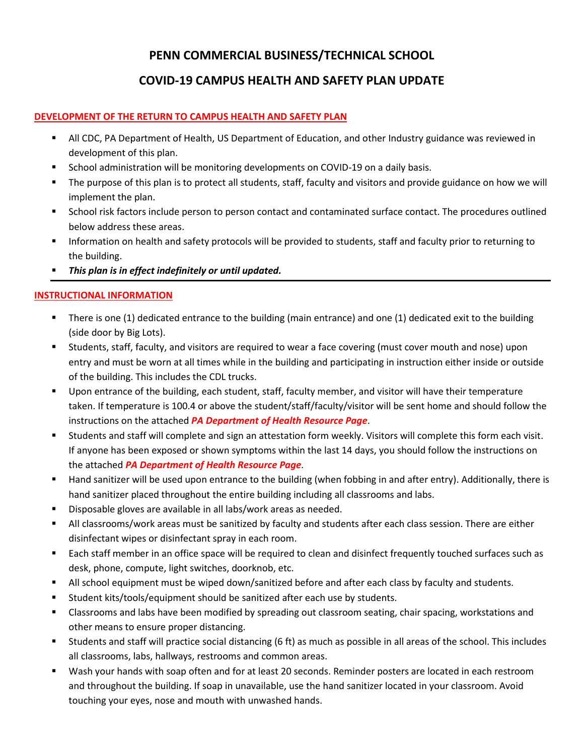# PENN COMMERCIAL BUSINESS/TECHNICAL SCHOOL

## COVID-19 CAMPUS HEALTH AND SAFETY PLAN UPDATE

### DEVELOPMENT OF THE RETURN TO CAMPUS HEALTH AND SAFETY PLAN

- All CDC, PA Department of Health, US Department of Education, and other Industry guidance was reviewed in development of this plan.
- School administration will be monitoring developments on COVID-19 on a daily basis.
- The purpose of this plan is to protect all students, staff, faculty and visitors and provide guidance on how we will implement the plan.
- School risk factors include person to person contact and contaminated surface contact. The procedures outlined below address these areas.
- Information on health and safety protocols will be provided to students, staff and faculty prior to returning to the building.
- ***This plan is in effect indefinitely or until updated.***

---

### INSTRUCTIONAL INFORMATION

- There is one (1) dedicated entrance to the building (main entrance) and one (1) dedicated exit to the building (side door by Big Lots).
- Students, staff, faculty, and visitors are required to wear a face covering (must cover mouth and nose) upon entry and must be worn at all times while in the building and participating in instruction either inside or outside of the building. This includes the CDL trucks.
- Upon entrance of the building, each student, staff, faculty member, and visitor will have their temperature taken. If temperature is 100.4 or above the student/staff/faculty/visitor will be sent home and should follow the instructions on the attached ***PA Department of Health Resource Page***.
- Students and staff will complete and sign an attestation form weekly. Visitors will complete this form each visit. If anyone has been exposed or shown symptoms within the last 14 days, you should follow the instructions on the attached ***PA Department of Health Resource Page***.
- Hand sanitizer will be used upon entrance to the building (when fobbing in and after entry). Additionally, there is hand sanitizer placed throughout the entire building including all classrooms and labs.
- Disposable gloves are available in all labs/work areas as needed.
- All classrooms/work areas must be sanitized by faculty and students after each class session. There are either disinfectant wipes or disinfectant spray in each room.
- Each staff member in an office space will be required to clean and disinfect frequently touched surfaces such as desk, phone, compute, light switches, doorknob, etc.
- All school equipment must be wiped down/sanitized before and after each class by faculty and students.
- Student kits/tools/equipment should be sanitized after each use by students.
- Classrooms and labs have been modified by spreading out classroom seating, chair spacing, workstations and other means to ensure proper distancing.
- Students and staff will practice social distancing (6 ft) as much as possible in all areas of the school. This includes all classrooms, labs, hallways, restrooms and common areas.
- Wash your hands with soap often and for at least 20 seconds. Reminder posters are located in each restroom and throughout the building. If soap in unavailable, use the hand sanitizer located in your classroom. Avoid touching your eyes, nose and mouth with unwashed hands.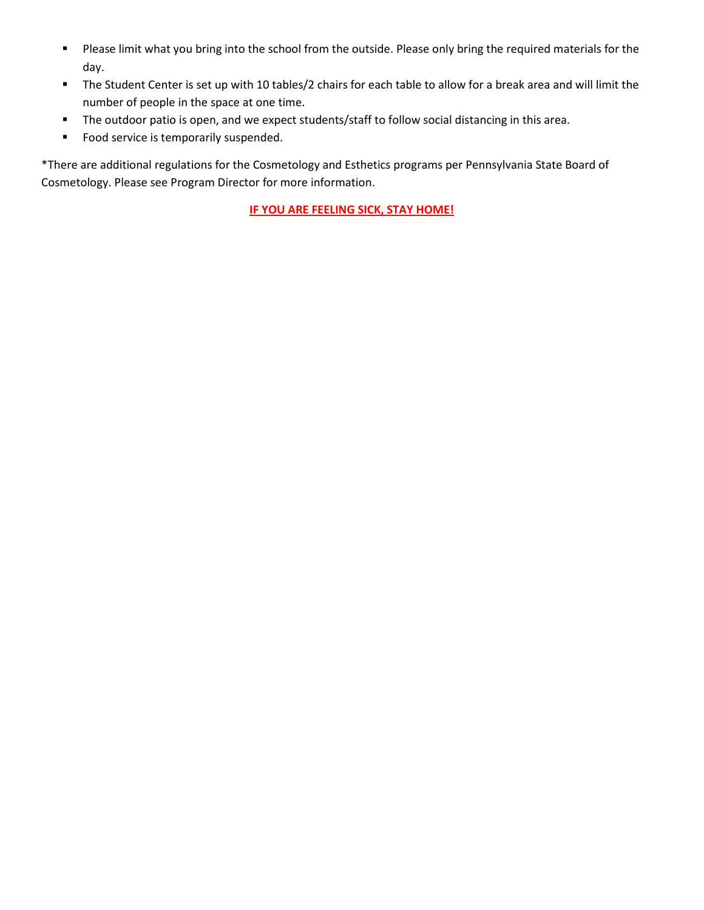- Please limit what you bring into the school from the outside. Please only bring the required materials for the day.
- The Student Center is set up with 10 tables/2 chairs for each table to allow for a break area and will limit the number of people in the space at one time.
- The outdoor patio is open, and we expect students/staff to follow social distancing in this area.
- Food service is temporarily suspended.

*There are additional regulations for the Cosmetology and Esthetics programs per Pennsylvania State Board of Cosmetology. Please see Program Director for more information.

**IF YOU ARE FEELING SICK, STAY HOME!**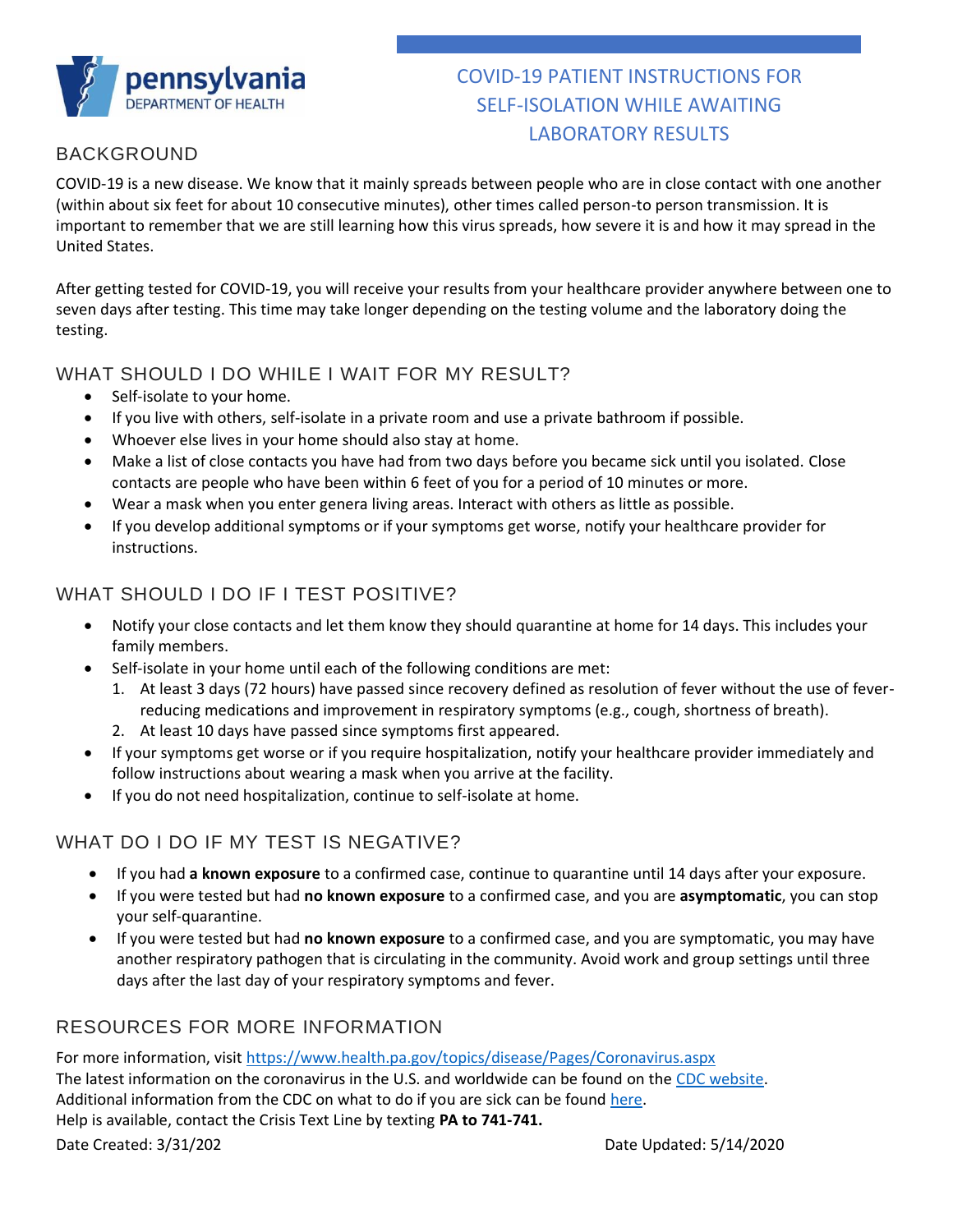pennsylvania
DEPARTMENT OF HEALTH

# COVID-19 PATIENT INSTRUCTIONS FOR SELF-ISOLATION WHILE AWAITING LABORATORY RESULTS

## BACKGROUND

COVID-19 is a new disease. We know that it mainly spreads between people who are in close contact with one another (within about six feet for about 10 consecutive minutes), other times called person-to person transmission. It is important to remember that we are still learning how this virus spreads, how severe it is and how it may spread in the United States.

After getting tested for COVID-19, you will receive your results from your healthcare provider anywhere between one to seven days after testing. This time may take longer depending on the testing volume and the laboratory doing the testing.

## WHAT SHOULD I DO WHILE I WAIT FOR MY RESULT?

- Self-isolate to your home.
- If you live with others, self-isolate in a private room and use a private bathroom if possible.
- Whoever else lives in your home should also stay at home.
- Make a list of close contacts you have had from two days before you became sick until you isolated. Close contacts are people who have been within 6 feet of you for a period of 10 minutes or more.
- Wear a mask when you enter genera living areas. Interact with others as little as possible.
- If you develop additional symptoms or if your symptoms get worse, notify your healthcare provider for instructions.

## WHAT SHOULD I DO IF I TEST POSITIVE?

- Notify your close contacts and let them know they should quarantine at home for 14 days. This includes your family members.
- Self-isolate in your home until each of the following conditions are met:
  1. At least 3 days (72 hours) have passed since recovery defined as resolution of fever without the use of fever-reducing medications and improvement in respiratory symptoms (e.g., cough, shortness of breath).
  2. At least 10 days have passed since symptoms first appeared.
- If your symptoms get worse or if you require hospitalization, notify your healthcare provider immediately and follow instructions about wearing a mask when you arrive at the facility.
- If you do not need hospitalization, continue to self-isolate at home.

## WHAT DO I DO IF MY TEST IS NEGATIVE?

- If you had **a known exposure** to a confirmed case, continue to quarantine until 14 days after your exposure.
- If you were tested but had **no known exposure** to a confirmed case, and you are **asymptomatic**, you can stop your self-quarantine.
- If you were tested but had **no known exposure** to a confirmed case, and you are symptomatic, you may have another respiratory pathogen that is circulating in the community. Avoid work and group settings until three days after the last day of your respiratory symptoms and fever.

## RESOURCES FOR MORE INFORMATION

For more information, visit https://www.health.pa.gov/topics/disease/Pages/Coronavirus.aspx
The latest information on the coronavirus in the U.S. and worldwide can be found on the CDC website.
Additional information from the CDC on what to do if you are sick can be found here.
Help is available, contact the Crisis Text Line by texting **PA to 741-741.**

Date Created: 3/31/202 Date Updated: 5/14/2020